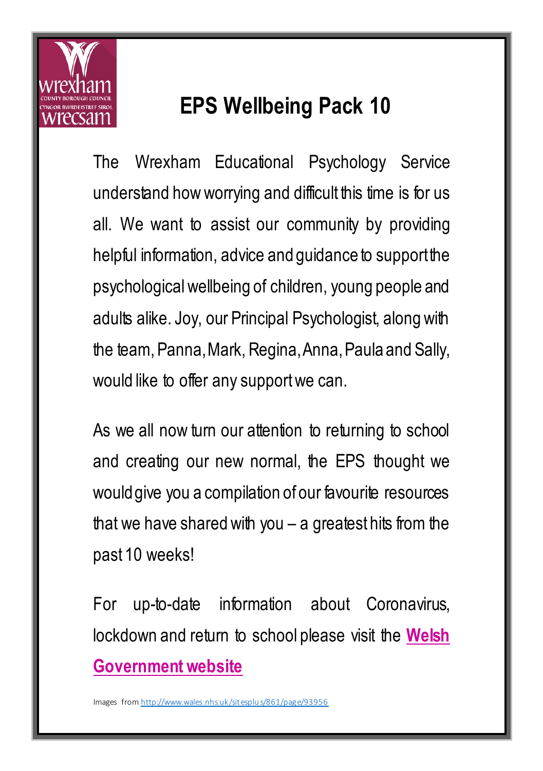# EPS Wellbeing Pack 10

The Wrexham Educational Psychology Service understand how worrying and difficult this time is for us all. We want to assist our community by providing helpful information, advice and guidance to support the psychological wellbeing of children, young people and adults alike. Joy, our Principal Psychologist, along with the team, Panna, Mark, Regina, Anna, Paula and Sally, would like to offer any support we can.

As we all now turn our attention to returning to school and creating our new normal, the EPS thought we would give you a compilation of our favourite resources that we have shared with you – a greatest hits from the past 10 weeks!

For up-to-date information about Coronavirus, lockdown and return to school please visit the **Welsh Government website**

Images from http://www.wales.nhs.uk/sitesplus/861/page/93956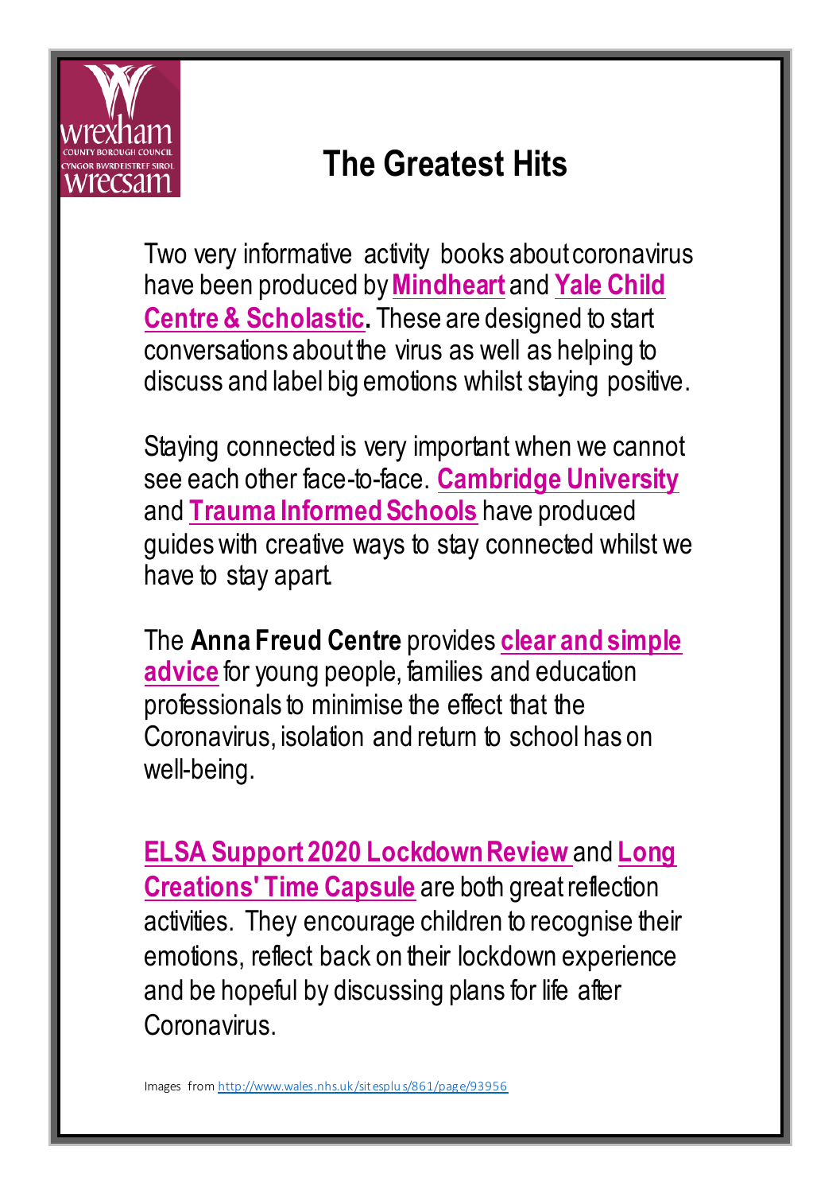# The Greatest Hits

Two very informative activity books about coronavirus have been produced by **Mindheart** and **Yale Child Centre & Scholastic.** These are designed to start conversations about the virus as well as helping to discuss and label big emotions whilst staying positive.

Staying connected is very important when we cannot see each other face-to-face. **Cambridge University** and **Trauma Informed Schools** have produced guides with creative ways to stay connected whilst we have to stay apart.

The **Anna Freud Centre** provides **clear and simple advice** for young people, families and education professionals to minimise the effect that the Coronavirus, isolation and return to school has on well-being.

**ELSA Support 2020 Lockdown Review** and **Long Creations' Time Capsule** are both great reflection activities. They encourage children to recognise their emotions, reflect back on their lockdown experience and be hopeful by discussing plans for life after Coronavirus.

Images from http://www.wales.nhs.uk/sitesplus/861/page/93956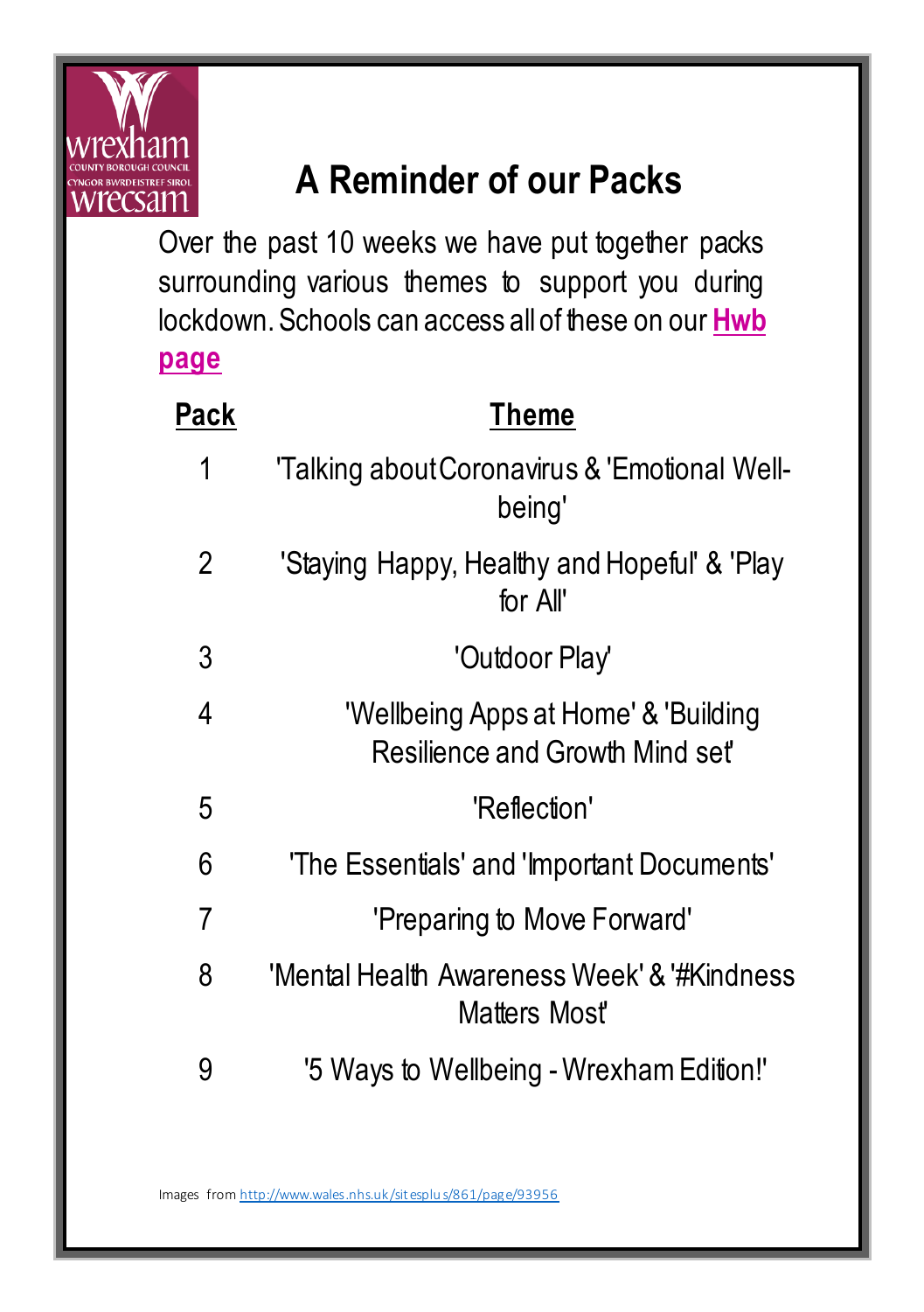# A Reminder of our Packs

Over the past 10 weeks we have put together packs surrounding various themes to support you during lockdown. Schools can access all of these on our **Hwb page**

| Pack | Theme |
|---|---|
| 1 | 'Talking about Coronavirus & 'Emotional Well-being' |
| 2 | 'Staying Happy, Healthy and Hopeful' & 'Play for All' |
| 3 | 'Outdoor Play' |
| 4 | 'Wellbeing Apps at Home' & 'Building Resilience and Growth Mind set' |
| 5 | 'Reflection' |
| 6 | 'The Essentials' and 'Important Documents' |
| 7 | 'Preparing to Move Forward' |
| 8 | 'Mental Health Awareness Week' & '#Kindness Matters Most' |
| 9 | '5 Ways to Wellbeing - Wrexham Edition!' |

Images from http://www.wales.nhs.uk/sitesplus/861/page/93956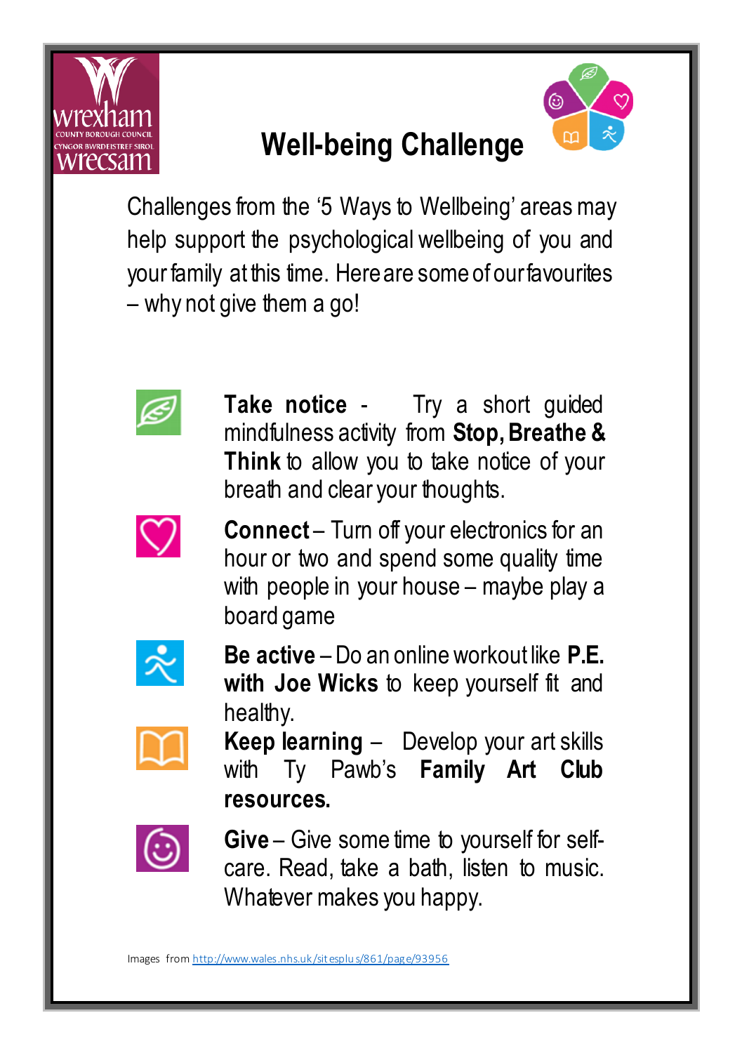wrexham COUNTY BOROUGH COUNCIL
CYNGOR BWRDEISTREF SIROL wrecsam

# Well-being Challenge

Challenges from the '5 Ways to Wellbeing' areas may help support the psychological wellbeing of you and your family at this time. Here are some of our favourites – why not give them a go!

**Take notice** - Try a short guided mindfulness activity from **Stop, Breathe & Think** to allow you to take notice of your breath and clear your thoughts.

**Connect** – Turn off your electronics for an hour or two and spend some quality time with people in your house – maybe play a board game

**Be active** – Do an online workout like **P.E. with Joe Wicks** to keep yourself fit and healthy.

**Keep learning** – Develop your art skills with Ty Pawb's **Family Art Club resources.**

**Give** – Give some time to yourself for self-care. Read, take a bath, listen to music. Whatever makes you happy.

Images from http://www.wales.nhs.uk/sitesplus/861/page/93956